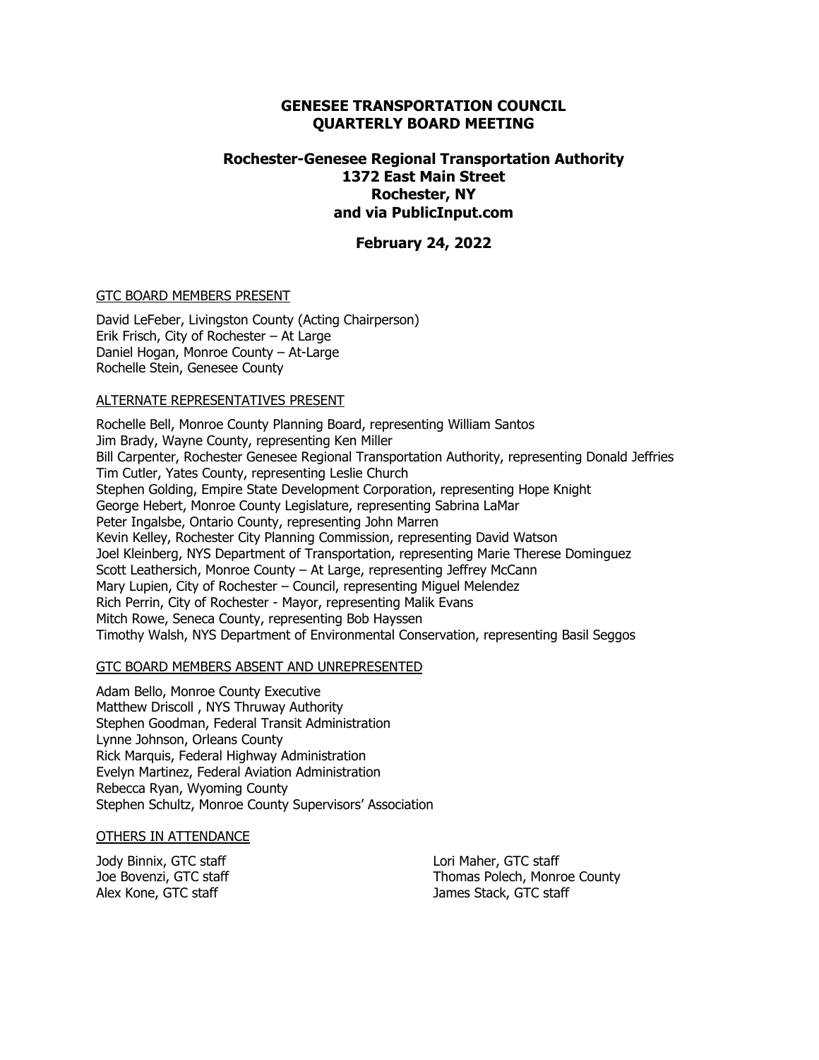# GENESEE TRANSPORTATION COUNCIL
# QUARTERLY BOARD MEETING

## Rochester-Genesee Regional Transportation Authority
## 1372 East Main Street
## Rochester, NY
## and via PublicInput.com

## February 24, 2022

GTC BOARD MEMBERS PRESENT

David LeFeber, Livingston County (Acting Chairperson)
Erik Frisch, City of Rochester – At Large
Daniel Hogan, Monroe County – At-Large
Rochelle Stein, Genesee County

ALTERNATE REPRESENTATIVES PRESENT

Rochelle Bell, Monroe County Planning Board, representing William Santos
Jim Brady, Wayne County, representing Ken Miller
Bill Carpenter, Rochester Genesee Regional Transportation Authority, representing Donald Jeffries
Tim Cutler, Yates County, representing Leslie Church
Stephen Golding, Empire State Development Corporation, representing Hope Knight
George Hebert, Monroe County Legislature, representing Sabrina LaMar
Peter Ingalsbe, Ontario County, representing John Marren
Kevin Kelley, Rochester City Planning Commission, representing David Watson
Joel Kleinberg, NYS Department of Transportation, representing Marie Therese Dominguez
Scott Leathersich, Monroe County – At Large, representing Jeffrey McCann
Mary Lupien, City of Rochester – Council, representing Miguel Melendez
Rich Perrin, City of Rochester - Mayor, representing Malik Evans
Mitch Rowe, Seneca County, representing Bob Hayssen
Timothy Walsh, NYS Department of Environmental Conservation, representing Basil Seggos

GTC BOARD MEMBERS ABSENT AND UNREPRESENTED

Adam Bello, Monroe County Executive
Matthew Driscoll , NYS Thruway Authority
Stephen Goodman, Federal Transit Administration
Lynne Johnson, Orleans County
Rick Marquis, Federal Highway Administration
Evelyn Martinez, Federal Aviation Administration
Rebecca Ryan, Wyoming County
Stephen Schultz, Monroe County Supervisors' Association

OTHERS IN ATTENDANCE

Jody Binnix, GTC staff
Joe Bovenzi, GTC staff
Alex Kone, GTC staff
Lori Maher, GTC staff
Thomas Polech, Monroe County
James Stack, GTC staff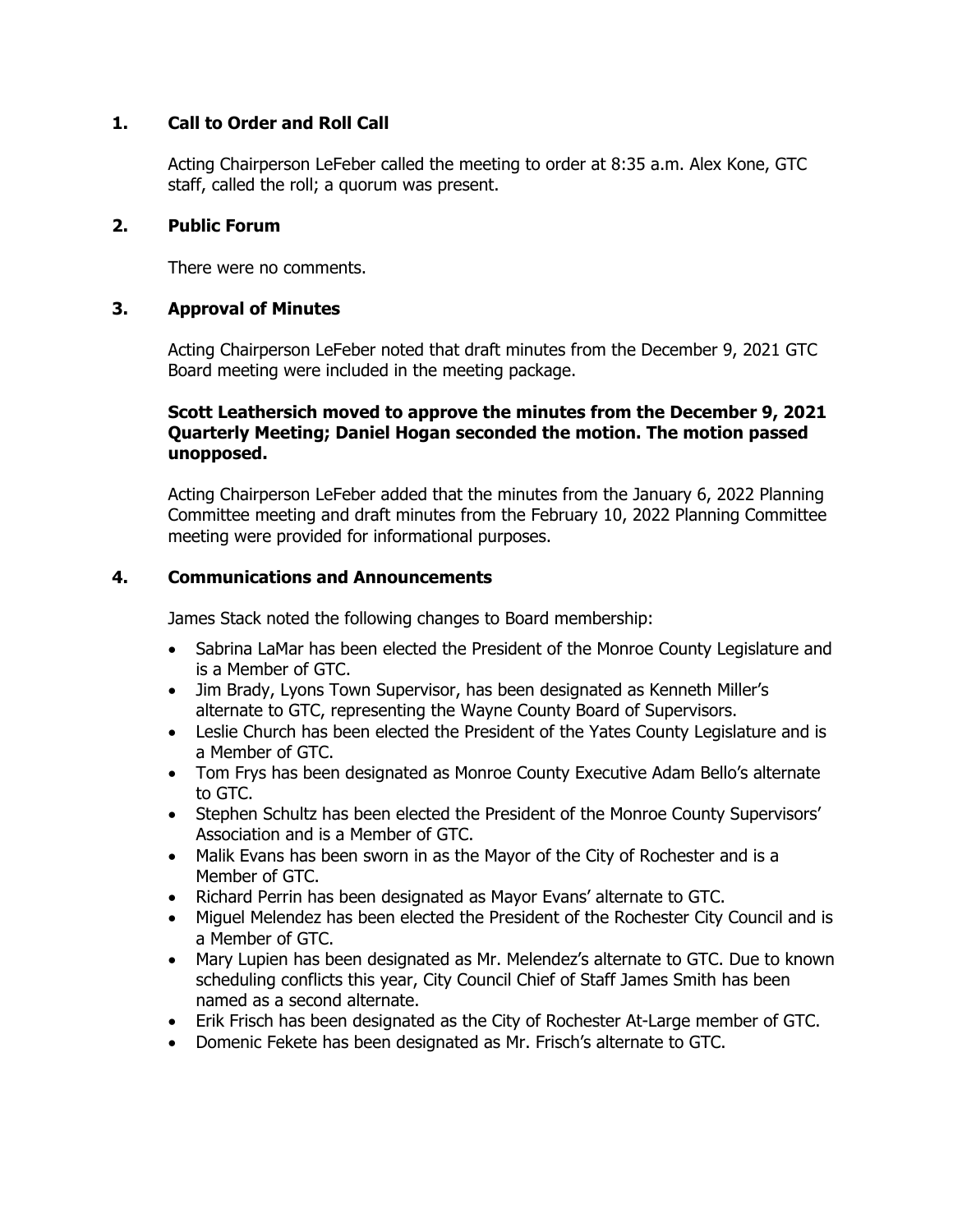## 1. Call to Order and Roll Call

Acting Chairperson LeFeber called the meeting to order at 8:35 a.m. Alex Kone, GTC staff, called the roll; a quorum was present.

## 2. Public Forum

There were no comments.

## 3. Approval of Minutes

Acting Chairperson LeFeber noted that draft minutes from the December 9, 2021 GTC Board meeting were included in the meeting package.

**Scott Leathersich moved to approve the minutes from the December 9, 2021 Quarterly Meeting; Daniel Hogan seconded the motion. The motion passed unopposed.**

Acting Chairperson LeFeber added that the minutes from the January 6, 2022 Planning Committee meeting and draft minutes from the February 10, 2022 Planning Committee meeting were provided for informational purposes.

## 4. Communications and Announcements

James Stack noted the following changes to Board membership:

- Sabrina LaMar has been elected the President of the Monroe County Legislature and is a Member of GTC.
- Jim Brady, Lyons Town Supervisor, has been designated as Kenneth Miller's alternate to GTC, representing the Wayne County Board of Supervisors.
- Leslie Church has been elected the President of the Yates County Legislature and is a Member of GTC.
- Tom Frys has been designated as Monroe County Executive Adam Bello's alternate to GTC.
- Stephen Schultz has been elected the President of the Monroe County Supervisors' Association and is a Member of GTC.
- Malik Evans has been sworn in as the Mayor of the City of Rochester and is a Member of GTC.
- Richard Perrin has been designated as Mayor Evans' alternate to GTC.
- Miguel Melendez has been elected the President of the Rochester City Council and is a Member of GTC.
- Mary Lupien has been designated as Mr. Melendez's alternate to GTC. Due to known scheduling conflicts this year, City Council Chief of Staff James Smith has been named as a second alternate.
- Erik Frisch has been designated as the City of Rochester At-Large member of GTC.
- Domenic Fekete has been designated as Mr. Frisch's alternate to GTC.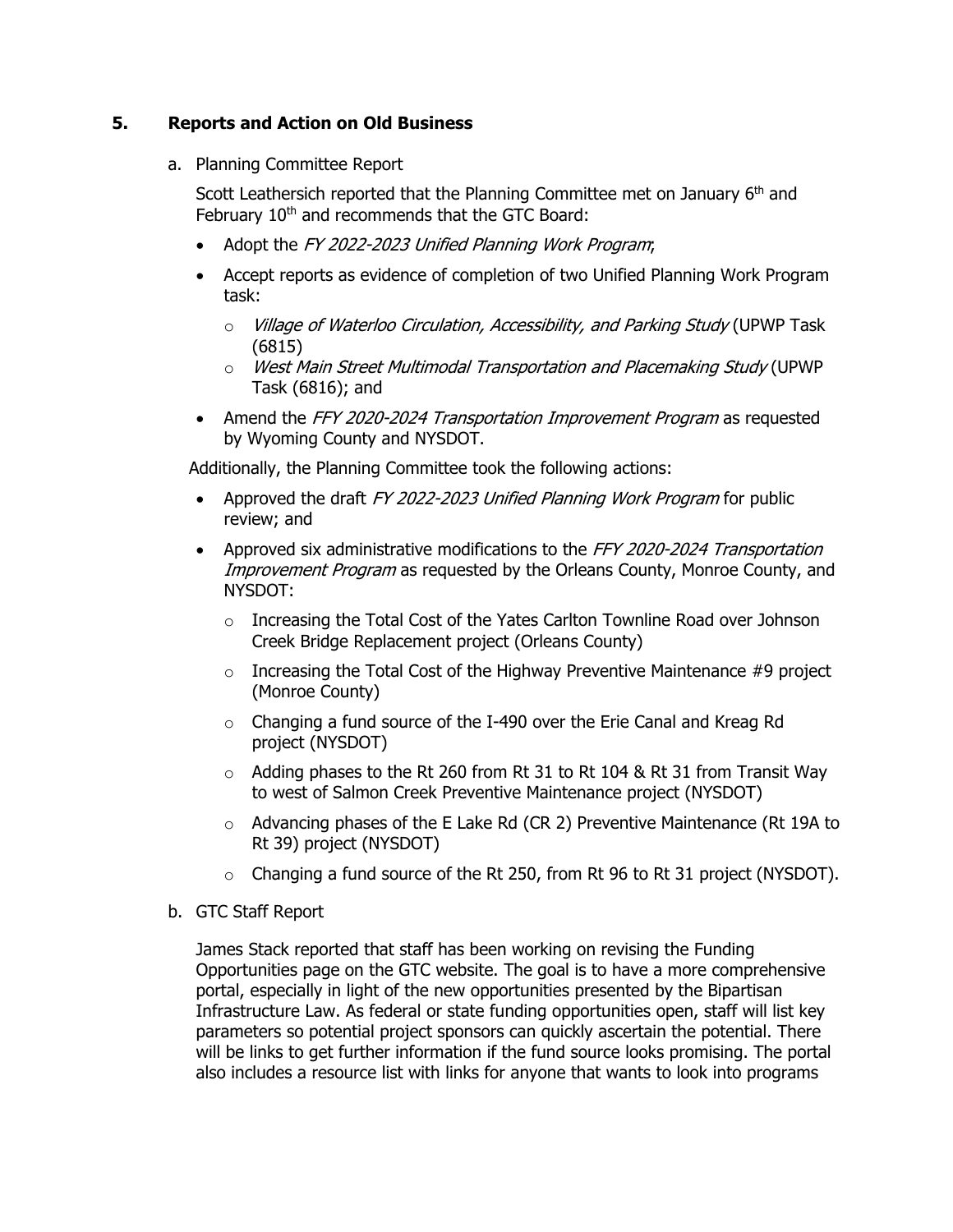## 5. Reports and Action on Old Business

a. Planning Committee Report

Scott Leathersich reported that the Planning Committee met on January 6th and February 10th and recommends that the GTC Board:

- Adopt the *FY 2022-2023 Unified Planning Work Program*;
- Accept reports as evidence of completion of two Unified Planning Work Program task:
  - *Village of Waterloo Circulation, Accessibility, and Parking Study* (UPWP Task (6815)
  - *West Main Street Multimodal Transportation and Placemaking Study* (UPWP Task (6816); and
- Amend the *FFY 2020-2024 Transportation Improvement Program* as requested by Wyoming County and NYSDOT.

Additionally, the Planning Committee took the following actions:

- Approved the draft *FY 2022-2023 Unified Planning Work Program* for public review; and
- Approved six administrative modifications to the *FFY 2020-2024 Transportation Improvement Program* as requested by the Orleans County, Monroe County, and NYSDOT:
  - Increasing the Total Cost of the Yates Carlton Townline Road over Johnson Creek Bridge Replacement project (Orleans County)
  - Increasing the Total Cost of the Highway Preventive Maintenance #9 project (Monroe County)
  - Changing a fund source of the I-490 over the Erie Canal and Kreag Rd project (NYSDOT)
  - Adding phases to the Rt 260 from Rt 31 to Rt 104 & Rt 31 from Transit Way to west of Salmon Creek Preventive Maintenance project (NYSDOT)
  - Advancing phases of the E Lake Rd (CR 2) Preventive Maintenance (Rt 19A to Rt 39) project (NYSDOT)
  - Changing a fund source of the Rt 250, from Rt 96 to Rt 31 project (NYSDOT).

b. GTC Staff Report

James Stack reported that staff has been working on revising the Funding Opportunities page on the GTC website. The goal is to have a more comprehensive portal, especially in light of the new opportunities presented by the Bipartisan Infrastructure Law. As federal or state funding opportunities open, staff will list key parameters so potential project sponsors can quickly ascertain the potential. There will be links to get further information if the fund source looks promising. The portal also includes a resource list with links for anyone that wants to look into programs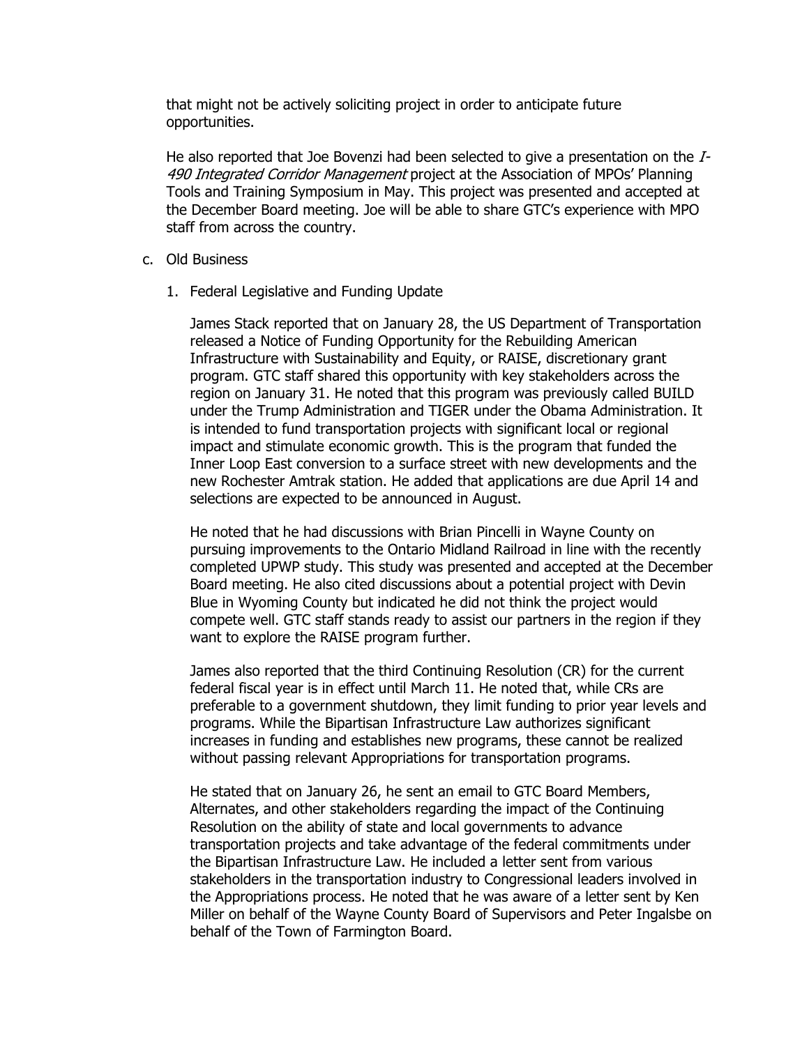that might not be actively soliciting project in order to anticipate future opportunities.

He also reported that Joe Bovenzi had been selected to give a presentation on the *I-490 Integrated Corridor Management* project at the Association of MPOs' Planning Tools and Training Symposium in May. This project was presented and accepted at the December Board meeting. Joe will be able to share GTC's experience with MPO staff from across the country.

c. Old Business

1. Federal Legislative and Funding Update

James Stack reported that on January 28, the US Department of Transportation released a Notice of Funding Opportunity for the Rebuilding American Infrastructure with Sustainability and Equity, or RAISE, discretionary grant program. GTC staff shared this opportunity with key stakeholders across the region on January 31. He noted that this program was previously called BUILD under the Trump Administration and TIGER under the Obama Administration. It is intended to fund transportation projects with significant local or regional impact and stimulate economic growth. This is the program that funded the Inner Loop East conversion to a surface street with new developments and the new Rochester Amtrak station. He added that applications are due April 14 and selections are expected to be announced in August.

He noted that he had discussions with Brian Pincelli in Wayne County on pursuing improvements to the Ontario Midland Railroad in line with the recently completed UPWP study. This study was presented and accepted at the December Board meeting. He also cited discussions about a potential project with Devin Blue in Wyoming County but indicated he did not think the project would compete well. GTC staff stands ready to assist our partners in the region if they want to explore the RAISE program further.

James also reported that the third Continuing Resolution (CR) for the current federal fiscal year is in effect until March 11. He noted that, while CRs are preferable to a government shutdown, they limit funding to prior year levels and programs. While the Bipartisan Infrastructure Law authorizes significant increases in funding and establishes new programs, these cannot be realized without passing relevant Appropriations for transportation programs.

He stated that on January 26, he sent an email to GTC Board Members, Alternates, and other stakeholders regarding the impact of the Continuing Resolution on the ability of state and local governments to advance transportation projects and take advantage of the federal commitments under the Bipartisan Infrastructure Law. He included a letter sent from various stakeholders in the transportation industry to Congressional leaders involved in the Appropriations process. He noted that he was aware of a letter sent by Ken Miller on behalf of the Wayne County Board of Supervisors and Peter Ingalsbe on behalf of the Town of Farmington Board.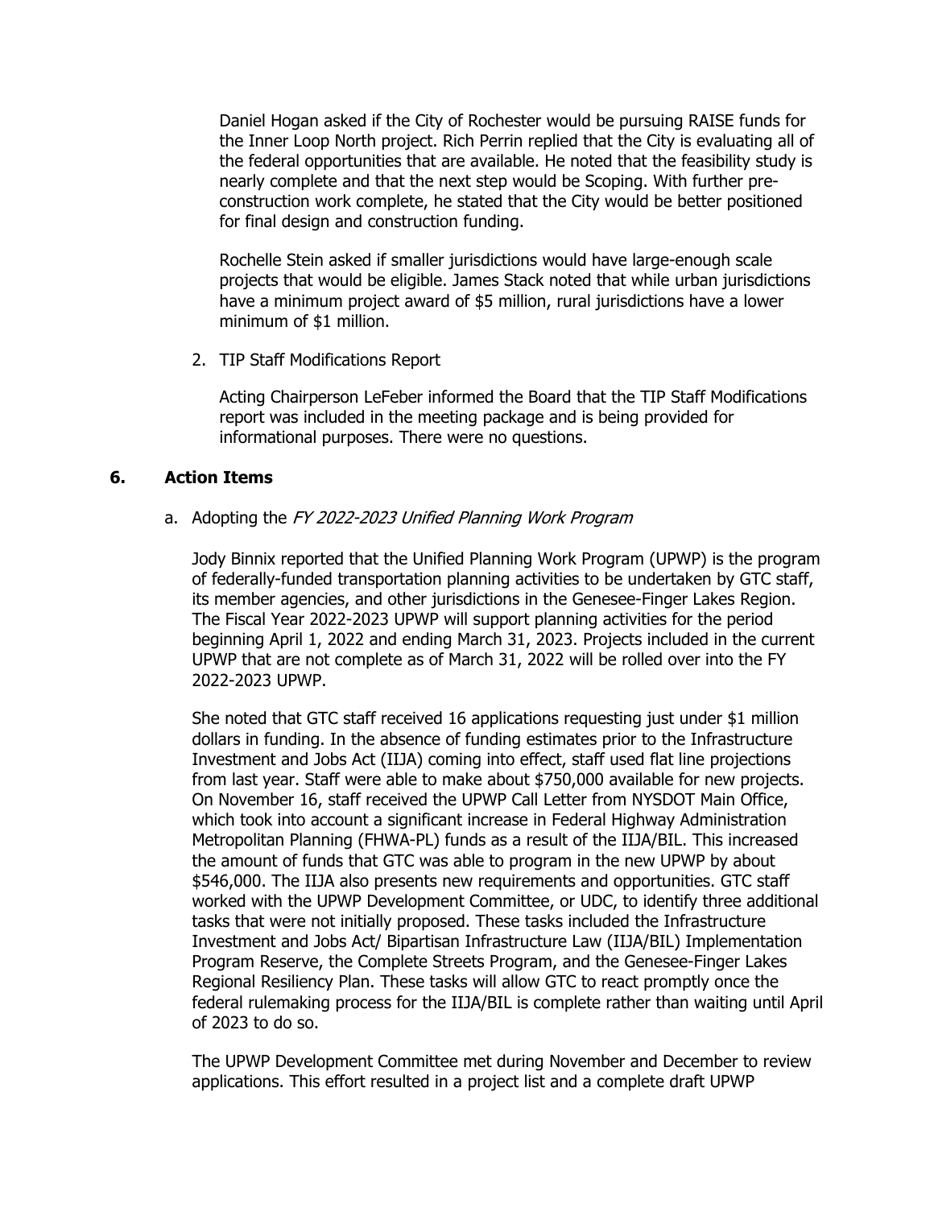Daniel Hogan asked if the City of Rochester would be pursuing RAISE funds for the Inner Loop North project. Rich Perrin replied that the City is evaluating all of the federal opportunities that are available. He noted that the feasibility study is nearly complete and that the next step would be Scoping. With further pre-construction work complete, he stated that the City would be better positioned for final design and construction funding.

Rochelle Stein asked if smaller jurisdictions would have large-enough scale projects that would be eligible. James Stack noted that while urban jurisdictions have a minimum project award of $5 million, rural jurisdictions have a lower minimum of $1 million.

2. TIP Staff Modifications Report

   Acting Chairperson LeFeber informed the Board that the TIP Staff Modifications report was included in the meeting package and is being provided for informational purposes. There were no questions.

## 6. Action Items

a. Adopting the *FY 2022-2023 Unified Planning Work Program*

Jody Binnix reported that the Unified Planning Work Program (UPWP) is the program of federally-funded transportation planning activities to be undertaken by GTC staff, its member agencies, and other jurisdictions in the Genesee-Finger Lakes Region. The Fiscal Year 2022-2023 UPWP will support planning activities for the period beginning April 1, 2022 and ending March 31, 2023. Projects included in the current UPWP that are not complete as of March 31, 2022 will be rolled over into the FY 2022-2023 UPWP.

She noted that GTC staff received 16 applications requesting just under $1 million dollars in funding. In the absence of funding estimates prior to the Infrastructure Investment and Jobs Act (IIJA) coming into effect, staff used flat line projections from last year. Staff were able to make about $750,000 available for new projects. On November 16, staff received the UPWP Call Letter from NYSDOT Main Office, which took into account a significant increase in Federal Highway Administration Metropolitan Planning (FHWA-PL) funds as a result of the IIJA/BIL. This increased the amount of funds that GTC was able to program in the new UPWP by about $546,000. The IIJA also presents new requirements and opportunities. GTC staff worked with the UPWP Development Committee, or UDC, to identify three additional tasks that were not initially proposed. These tasks included the Infrastructure Investment and Jobs Act/ Bipartisan Infrastructure Law (IIJA/BIL) Implementation Program Reserve, the Complete Streets Program, and the Genesee-Finger Lakes Regional Resiliency Plan. These tasks will allow GTC to react promptly once the federal rulemaking process for the IIJA/BIL is complete rather than waiting until April of 2023 to do so.

The UPWP Development Committee met during November and December to review applications. This effort resulted in a project list and a complete draft UPWP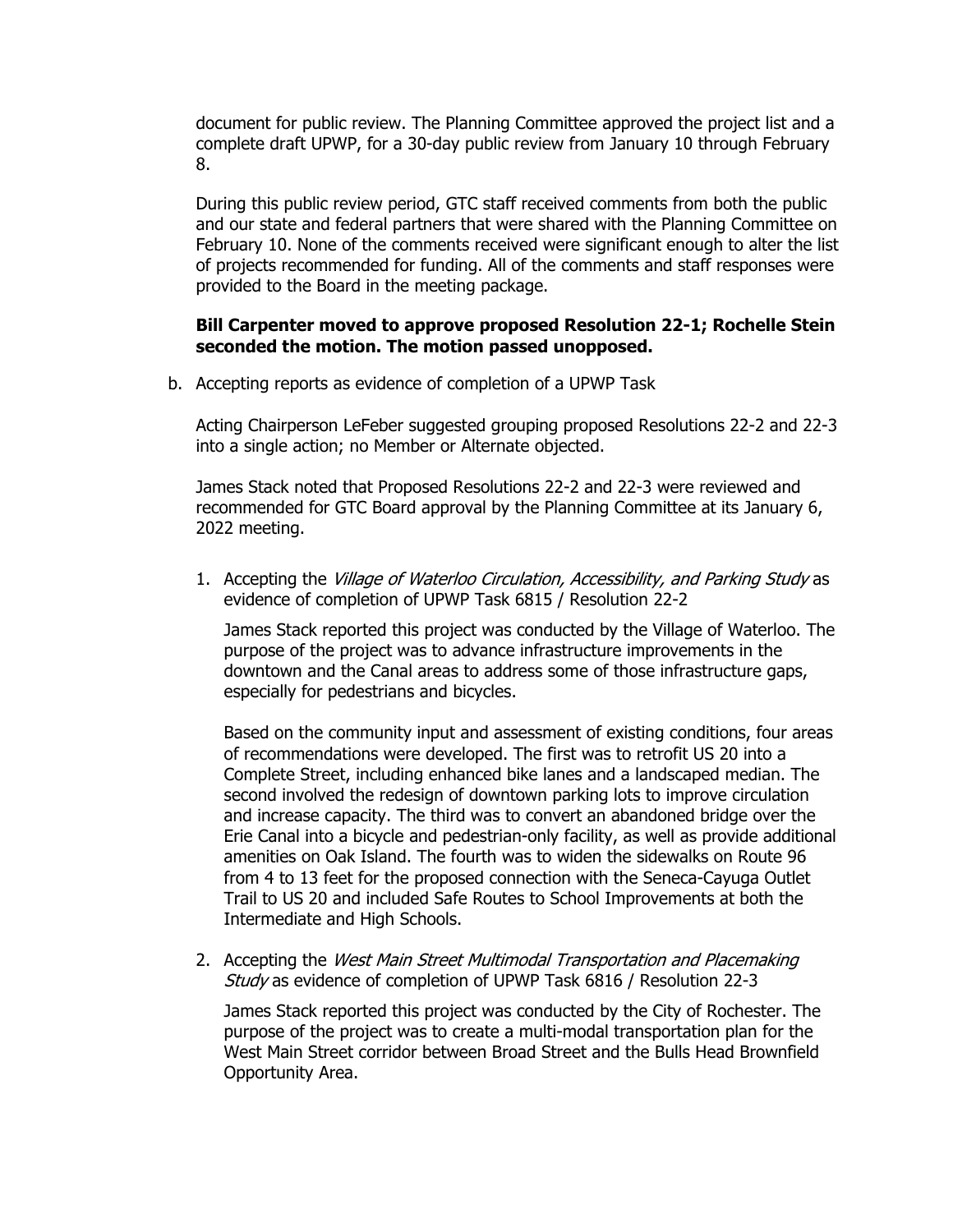document for public review. The Planning Committee approved the project list and a complete draft UPWP, for a 30-day public review from January 10 through February 8.

During this public review period, GTC staff received comments from both the public and our state and federal partners that were shared with the Planning Committee on February 10. None of the comments received were significant enough to alter the list of projects recommended for funding. All of the comments and staff responses were provided to the Board in the meeting package.

**Bill Carpenter moved to approve proposed Resolution 22-1; Rochelle Stein seconded the motion. The motion passed unopposed.**

b. Accepting reports as evidence of completion of a UPWP Task

   Acting Chairperson LeFeber suggested grouping proposed Resolutions 22-2 and 22-3 into a single action; no Member or Alternate objected.

   James Stack noted that Proposed Resolutions 22-2 and 22-3 were reviewed and recommended for GTC Board approval by the Planning Committee at its January 6, 2022 meeting.

   1. Accepting the *Village of Waterloo Circulation, Accessibility, and Parking Study* as evidence of completion of UPWP Task 6815 / Resolution 22-2

      James Stack reported this project was conducted by the Village of Waterloo. The purpose of the project was to advance infrastructure improvements in the downtown and the Canal areas to address some of those infrastructure gaps, especially for pedestrians and bicycles.

      Based on the community input and assessment of existing conditions, four areas of recommendations were developed. The first was to retrofit US 20 into a Complete Street, including enhanced bike lanes and a landscaped median. The second involved the redesign of downtown parking lots to improve circulation and increase capacity. The third was to convert an abandoned bridge over the Erie Canal into a bicycle and pedestrian-only facility, as well as provide additional amenities on Oak Island. The fourth was to widen the sidewalks on Route 96 from 4 to 13 feet for the proposed connection with the Seneca-Cayuga Outlet Trail to US 20 and included Safe Routes to School Improvements at both the Intermediate and High Schools.

   2. Accepting the *West Main Street Multimodal Transportation and Placemaking Study* as evidence of completion of UPWP Task 6816 / Resolution 22-3

      James Stack reported this project was conducted by the City of Rochester. The purpose of the project was to create a multi-modal transportation plan for the West Main Street corridor between Broad Street and the Bulls Head Brownfield Opportunity Area.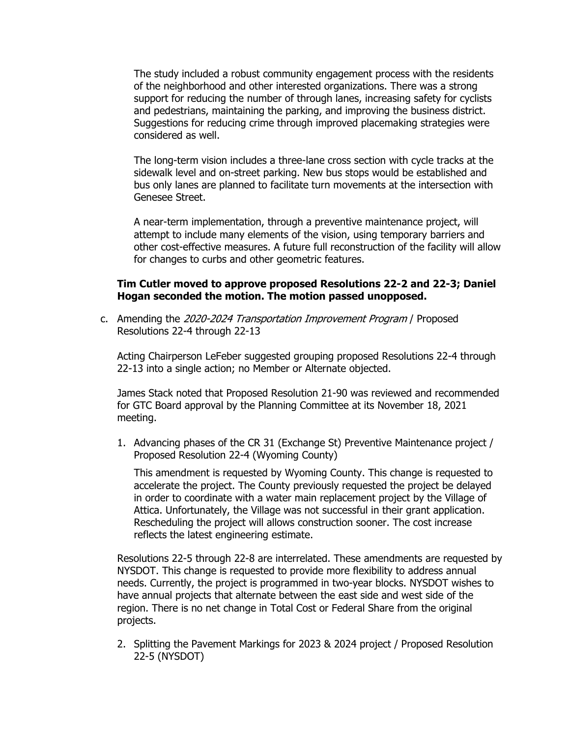The study included a robust community engagement process with the residents of the neighborhood and other interested organizations. There was a strong support for reducing the number of through lanes, increasing safety for cyclists and pedestrians, maintaining the parking, and improving the business district. Suggestions for reducing crime through improved placemaking strategies were considered as well.

The long-term vision includes a three-lane cross section with cycle tracks at the sidewalk level and on-street parking. New bus stops would be established and bus only lanes are planned to facilitate turn movements at the intersection with Genesee Street.

A near-term implementation, through a preventive maintenance project, will attempt to include many elements of the vision, using temporary barriers and other cost-effective measures. A future full reconstruction of the facility will allow for changes to curbs and other geometric features.

**Tim Cutler moved to approve proposed Resolutions 22-2 and 22-3; Daniel Hogan seconded the motion. The motion passed unopposed.**

c. Amending the *2020-2024 Transportation Improvement Program* / Proposed Resolutions 22-4 through 22-13

Acting Chairperson LeFeber suggested grouping proposed Resolutions 22-4 through 22-13 into a single action; no Member or Alternate objected.

James Stack noted that Proposed Resolution 21-90 was reviewed and recommended for GTC Board approval by the Planning Committee at its November 18, 2021 meeting.

1. Advancing phases of the CR 31 (Exchange St) Preventive Maintenance project / Proposed Resolution 22-4 (Wyoming County)

   This amendment is requested by Wyoming County. This change is requested to accelerate the project. The County previously requested the project be delayed in order to coordinate with a water main replacement project by the Village of Attica. Unfortunately, the Village was not successful in their grant application. Rescheduling the project will allows construction sooner. The cost increase reflects the latest engineering estimate.

Resolutions 22-5 through 22-8 are interrelated. These amendments are requested by NYSDOT. This change is requested to provide more flexibility to address annual needs. Currently, the project is programmed in two-year blocks. NYSDOT wishes to have annual projects that alternate between the east side and west side of the region. There is no net change in Total Cost or Federal Share from the original projects.

2. Splitting the Pavement Markings for 2023 & 2024 project / Proposed Resolution 22-5 (NYSDOT)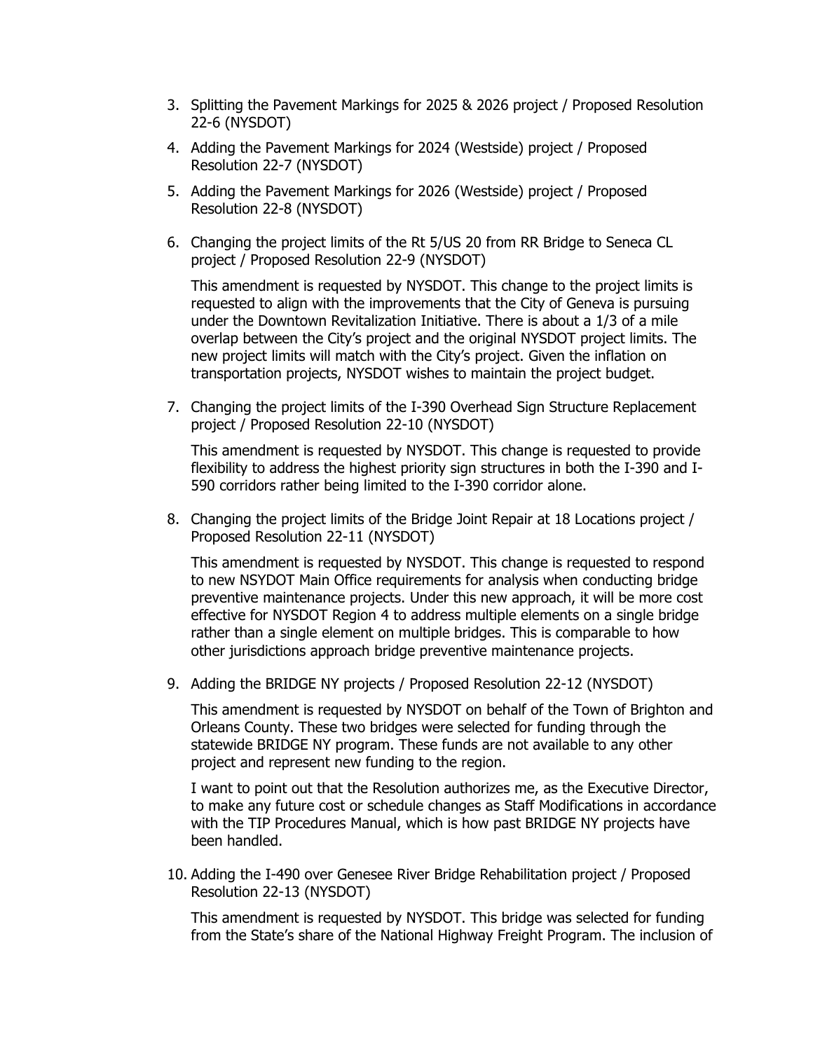3. Splitting the Pavement Markings for 2025 & 2026 project / Proposed Resolution 22-6 (NYSDOT)

4. Adding the Pavement Markings for 2024 (Westside) project / Proposed Resolution 22-7 (NYSDOT)

5. Adding the Pavement Markings for 2026 (Westside) project / Proposed Resolution 22-8 (NYSDOT)

6. Changing the project limits of the Rt 5/US 20 from RR Bridge to Seneca CL project / Proposed Resolution 22-9 (NYSDOT)

   This amendment is requested by NYSDOT. This change to the project limits is requested to align with the improvements that the City of Geneva is pursuing under the Downtown Revitalization Initiative. There is about a 1/3 of a mile overlap between the City's project and the original NYSDOT project limits. The new project limits will match with the City's project. Given the inflation on transportation projects, NYSDOT wishes to maintain the project budget.

7. Changing the project limits of the I-390 Overhead Sign Structure Replacement project / Proposed Resolution 22-10 (NYSDOT)

   This amendment is requested by NYSDOT. This change is requested to provide flexibility to address the highest priority sign structures in both the I-390 and I-590 corridors rather being limited to the I-390 corridor alone.

8. Changing the project limits of the Bridge Joint Repair at 18 Locations project / Proposed Resolution 22-11 (NYSDOT)

   This amendment is requested by NYSDOT. This change is requested to respond to new NSYDOT Main Office requirements for analysis when conducting bridge preventive maintenance projects. Under this new approach, it will be more cost effective for NYSDOT Region 4 to address multiple elements on a single bridge rather than a single element on multiple bridges. This is comparable to how other jurisdictions approach bridge preventive maintenance projects.

9. Adding the BRIDGE NY projects / Proposed Resolution 22-12 (NYSDOT)

   This amendment is requested by NYSDOT on behalf of the Town of Brighton and Orleans County. These two bridges were selected for funding through the statewide BRIDGE NY program. These funds are not available to any other project and represent new funding to the region.

   I want to point out that the Resolution authorizes me, as the Executive Director, to make any future cost or schedule changes as Staff Modifications in accordance with the TIP Procedures Manual, which is how past BRIDGE NY projects have been handled.

10. Adding the I-490 over Genesee River Bridge Rehabilitation project / Proposed Resolution 22-13 (NYSDOT)

    This amendment is requested by NYSDOT. This bridge was selected for funding from the State's share of the National Highway Freight Program. The inclusion of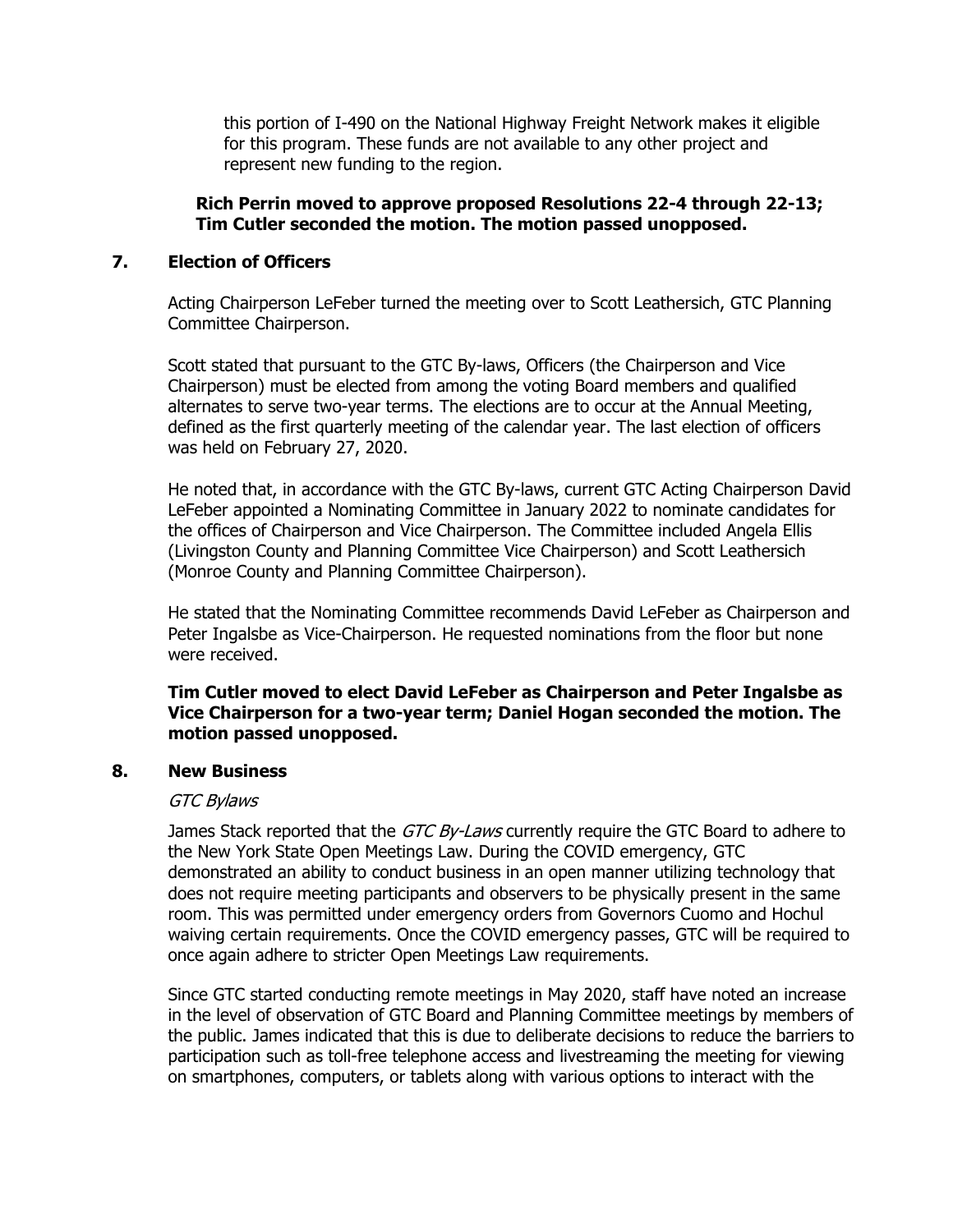this portion of I-490 on the National Highway Freight Network makes it eligible for this program. These funds are not available to any other project and represent new funding to the region.

**Rich Perrin moved to approve proposed Resolutions 22-4 through 22-13; Tim Cutler seconded the motion. The motion passed unopposed.**

## 7. Election of Officers

Acting Chairperson LeFeber turned the meeting over to Scott Leathersich, GTC Planning Committee Chairperson.

Scott stated that pursuant to the GTC By-laws, Officers (the Chairperson and Vice Chairperson) must be elected from among the voting Board members and qualified alternates to serve two-year terms. The elections are to occur at the Annual Meeting, defined as the first quarterly meeting of the calendar year. The last election of officers was held on February 27, 2020.

He noted that, in accordance with the GTC By-laws, current GTC Acting Chairperson David LeFeber appointed a Nominating Committee in January 2022 to nominate candidates for the offices of Chairperson and Vice Chairperson. The Committee included Angela Ellis (Livingston County and Planning Committee Vice Chairperson) and Scott Leathersich (Monroe County and Planning Committee Chairperson).

He stated that the Nominating Committee recommends David LeFeber as Chairperson and Peter Ingalsbe as Vice-Chairperson. He requested nominations from the floor but none were received.

**Tim Cutler moved to elect David LeFeber as Chairperson and Peter Ingalsbe as Vice Chairperson for a two-year term; Daniel Hogan seconded the motion. The motion passed unopposed.**

## 8. New Business

*GTC Bylaws*

James Stack reported that the *GTC By-Laws* currently require the GTC Board to adhere to the New York State Open Meetings Law. During the COVID emergency, GTC demonstrated an ability to conduct business in an open manner utilizing technology that does not require meeting participants and observers to be physically present in the same room. This was permitted under emergency orders from Governors Cuomo and Hochul waiving certain requirements. Once the COVID emergency passes, GTC will be required to once again adhere to stricter Open Meetings Law requirements.

Since GTC started conducting remote meetings in May 2020, staff have noted an increase in the level of observation of GTC Board and Planning Committee meetings by members of the public. James indicated that this is due to deliberate decisions to reduce the barriers to participation such as toll-free telephone access and livestreaming the meeting for viewing on smartphones, computers, or tablets along with various options to interact with the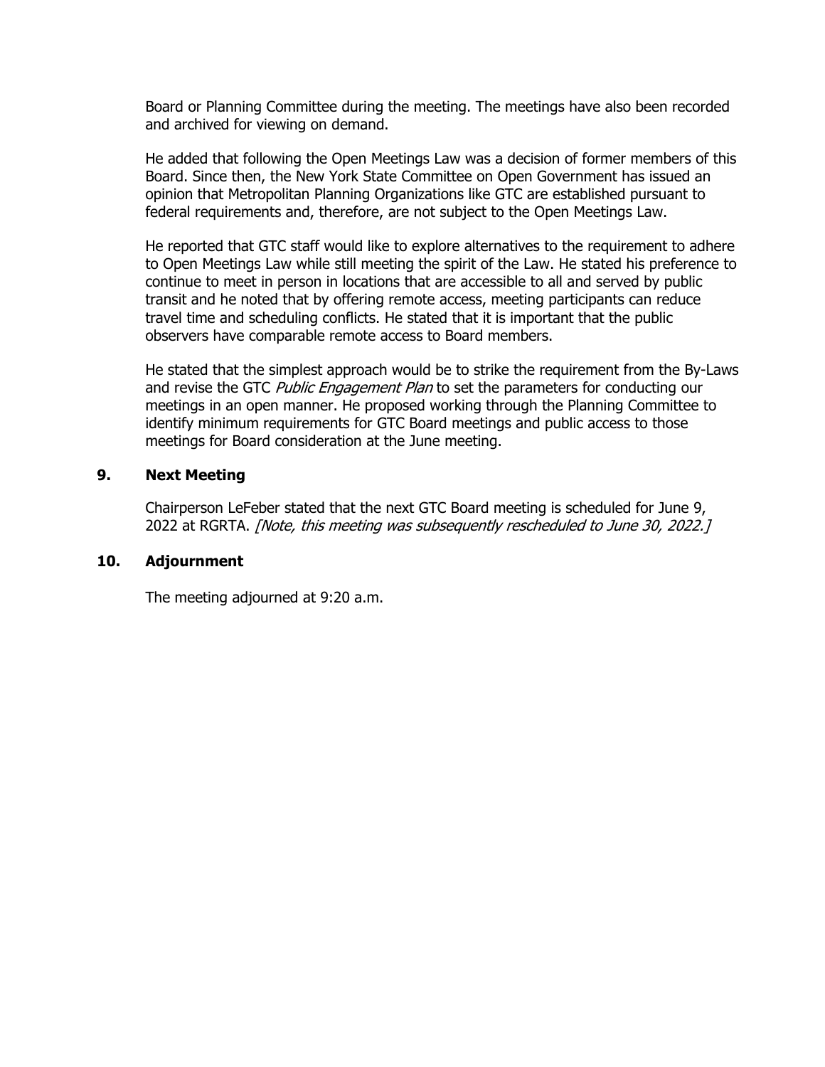Board or Planning Committee during the meeting. The meetings have also been recorded and archived for viewing on demand.

He added that following the Open Meetings Law was a decision of former members of this Board. Since then, the New York State Committee on Open Government has issued an opinion that Metropolitan Planning Organizations like GTC are established pursuant to federal requirements and, therefore, are not subject to the Open Meetings Law.

He reported that GTC staff would like to explore alternatives to the requirement to adhere to Open Meetings Law while still meeting the spirit of the Law. He stated his preference to continue to meet in person in locations that are accessible to all and served by public transit and he noted that by offering remote access, meeting participants can reduce travel time and scheduling conflicts. He stated that it is important that the public observers have comparable remote access to Board members.

He stated that the simplest approach would be to strike the requirement from the By-Laws and revise the GTC *Public Engagement Plan* to set the parameters for conducting our meetings in an open manner. He proposed working through the Planning Committee to identify minimum requirements for GTC Board meetings and public access to those meetings for Board consideration at the June meeting.

## 9. Next Meeting

Chairperson LeFeber stated that the next GTC Board meeting is scheduled for June 9, 2022 at RGRTA. *[Note, this meeting was subsequently rescheduled to June 30, 2022.]*

## 10. Adjournment

The meeting adjourned at 9:20 a.m.